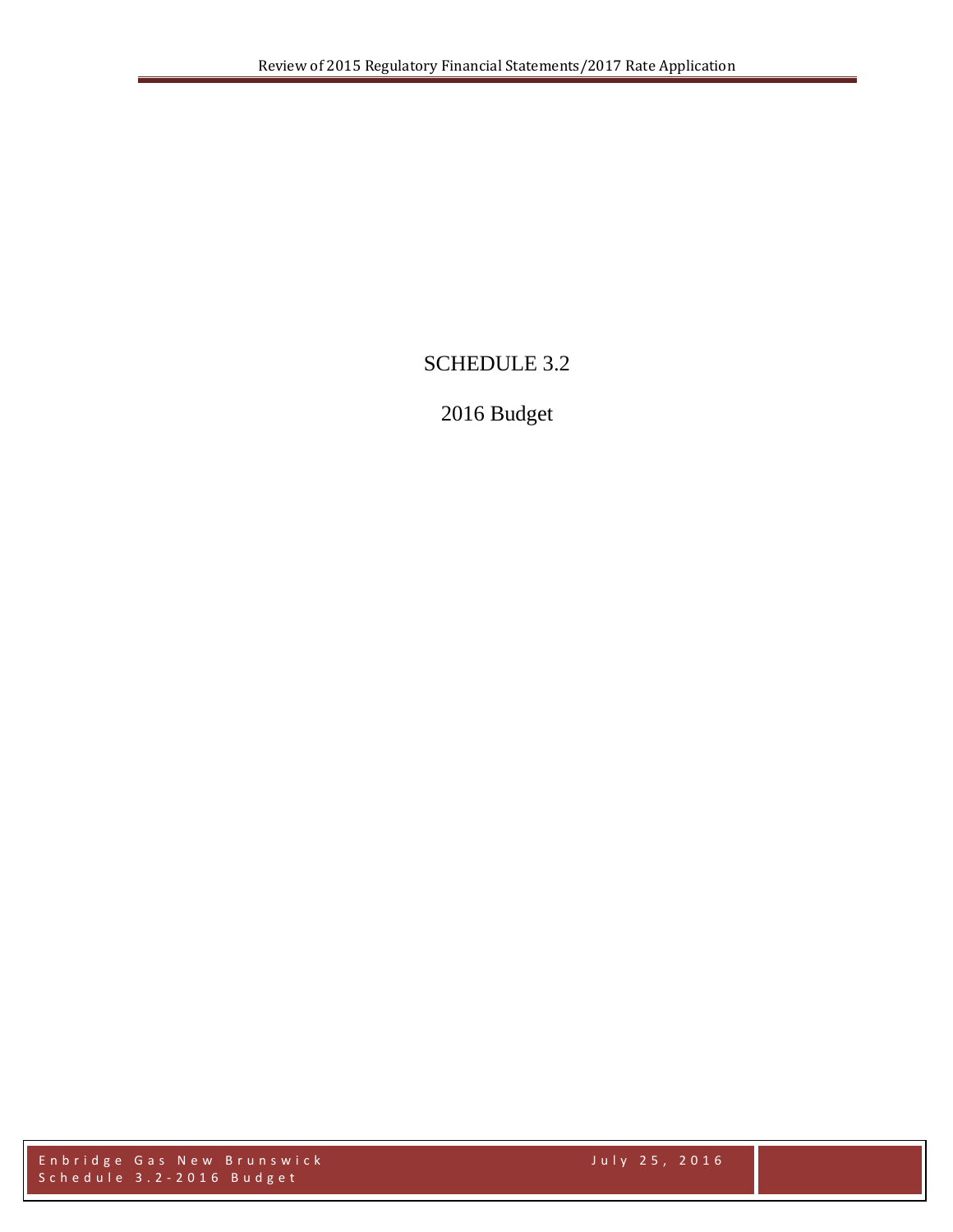# SCHEDULE 3.2

## 2016 Budget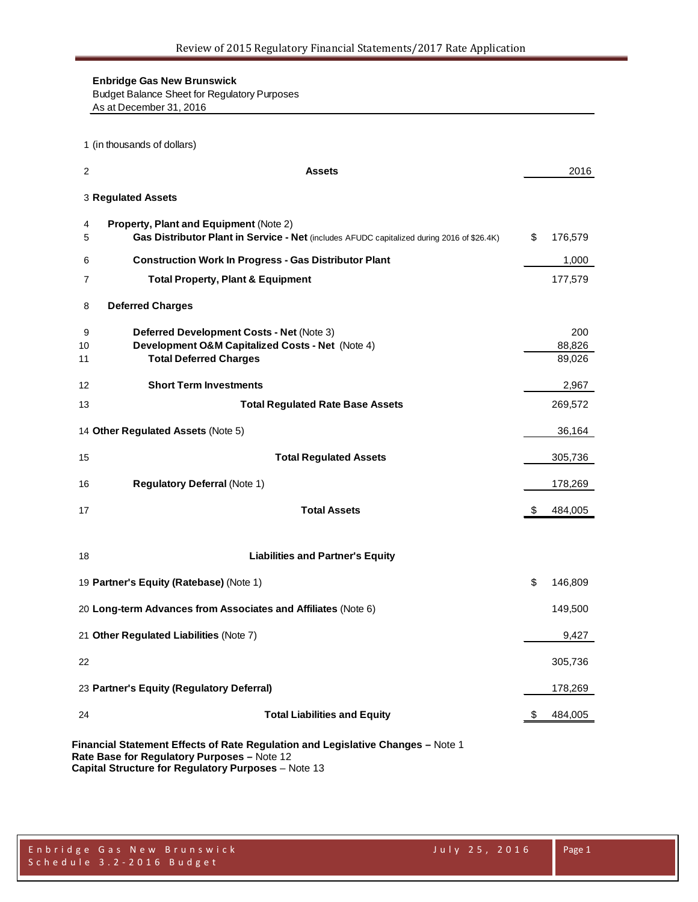**Enbridge Gas New Brunswick**
Budget Balance Sheet for Regulatory Purposes
As at December 31, 2016

| Line | Description | | 2016 |
|---|---|---|---|
| 1 | (in thousands of dollars) | | |
| 2 | **Assets** | | 2016 |
| 3 | **Regulated Assets** | | |
| 4 | **Property, Plant and Equipment** (Note 2) | | |
| 5 | **Gas Distributor Plant in Service - Net** (includes AFUDC capitalized during 2016 of $26.4K) | $ | 176,579 |
| 6 | **Construction Work In Progress - Gas Distributor Plant** | | 1,000 |
| 7 | **Total Property, Plant & Equipment** | | 177,579 |
| 8 | **Deferred Charges** | | |
| 9 | **Deferred Development Costs - Net** (Note 3) | | 200 |
| 10 | **Development O&M Capitalized Costs - Net** (Note 4) | | 88,826 |
| 11 | **Total Deferred Charges** | | 89,026 |
| 12 | **Short Term Investments** | | 2,967 |
| 13 | **Total Regulated Rate Base Assets** | | 269,572 |
| 14 | **Other Regulated Assets** (Note 5) | | 36,164 |
| 15 | **Total Regulated Assets** | | 305,736 |
| 16 | **Regulatory Deferral** (Note 1) | | 178,269 |
| 17 | **Total Assets** | $ | 484,005 |
| 18 | **Liabilities and Partner's Equity** | | |
| 19 | **Partner's Equity (Ratebase)** (Note 1) | $ | 146,809 |
| 20 | **Long-term Advances from Associates and Affiliates** (Note 6) | | 149,500 |
| 21 | **Other Regulated Liabilities** (Note 7) | | 9,427 |
| 22 | | | 305,736 |
| 23 | **Partner's Equity (Regulatory Deferral)** | | 178,269 |
| 24 | **Total Liabilities and Equity** | $ | 484,005 |

**Financial Statement Effects of Rate Regulation and Legislative Changes –** Note 1
**Rate Base for Regulatory Purposes –** Note 12
**Capital Structure for Regulatory Purposes** – Note 13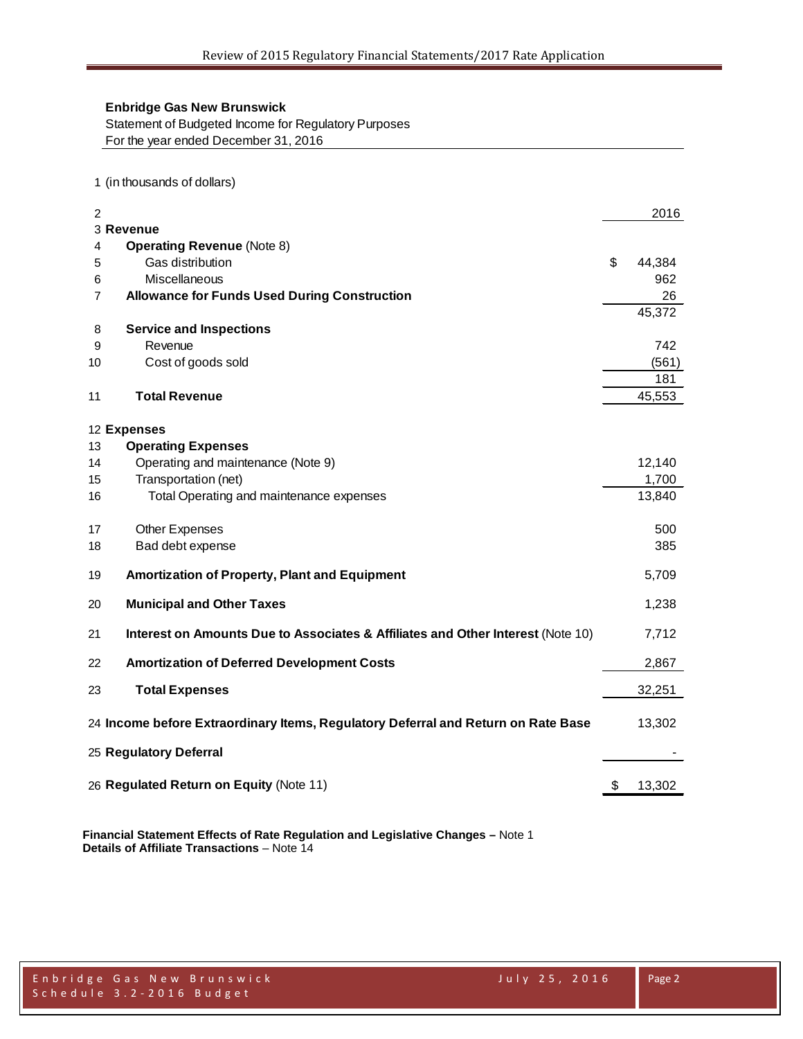**Enbridge Gas New Brunswick**
Statement of Budgeted Income for Regulatory Purposes
For the year ended December 31, 2016

1 (in thousands of dollars)

| Line | | 2016 |
|---|---|---|
| 2 | | 2016 |
| 3 | **Revenue** | |
| 4 | **Operating Revenue** (Note 8) | |
| 5 | Gas distribution | $ 44,384 |
| 6 | Miscellaneous | 962 |
| 7 | **Allowance for Funds Used During Construction** | 26 |
| | | 45,372 |
| 8 | **Service and Inspections** | |
| 9 | Revenue | 742 |
| 10 | Cost of goods sold | (561) |
| | | 181 |
| 11 | **Total Revenue** | 45,553 |
| 12 | **Expenses** | |
| 13 | **Operating Expenses** | |
| 14 | Operating and maintenance (Note 9) | 12,140 |
| 15 | Transportation (net) | 1,700 |
| 16 | Total Operating and maintenance expenses | 13,840 |
| 17 | Other Expenses | 500 |
| 18 | Bad debt expense | 385 |
| 19 | **Amortization of Property, Plant and Equipment** | 5,709 |
| 20 | **Municipal and Other Taxes** | 1,238 |
| 21 | **Interest on Amounts Due to Associates & Affiliates and Other Interest** (Note 10) | 7,712 |
| 22 | **Amortization of Deferred Development Costs** | 2,867 |
| 23 | **Total Expenses** | 32,251 |
| 24 | **Income before Extraordinary Items, Regulatory Deferral and Return on Rate Base** | 13,302 |
| 25 | **Regulatory Deferral** | - |
| 26 | **Regulated Return on Equity** (Note 11) | $ 13,302 |

**Financial Statement Effects of Rate Regulation and Legislative Changes –** Note 1
**Details of Affiliate Transactions** – Note 14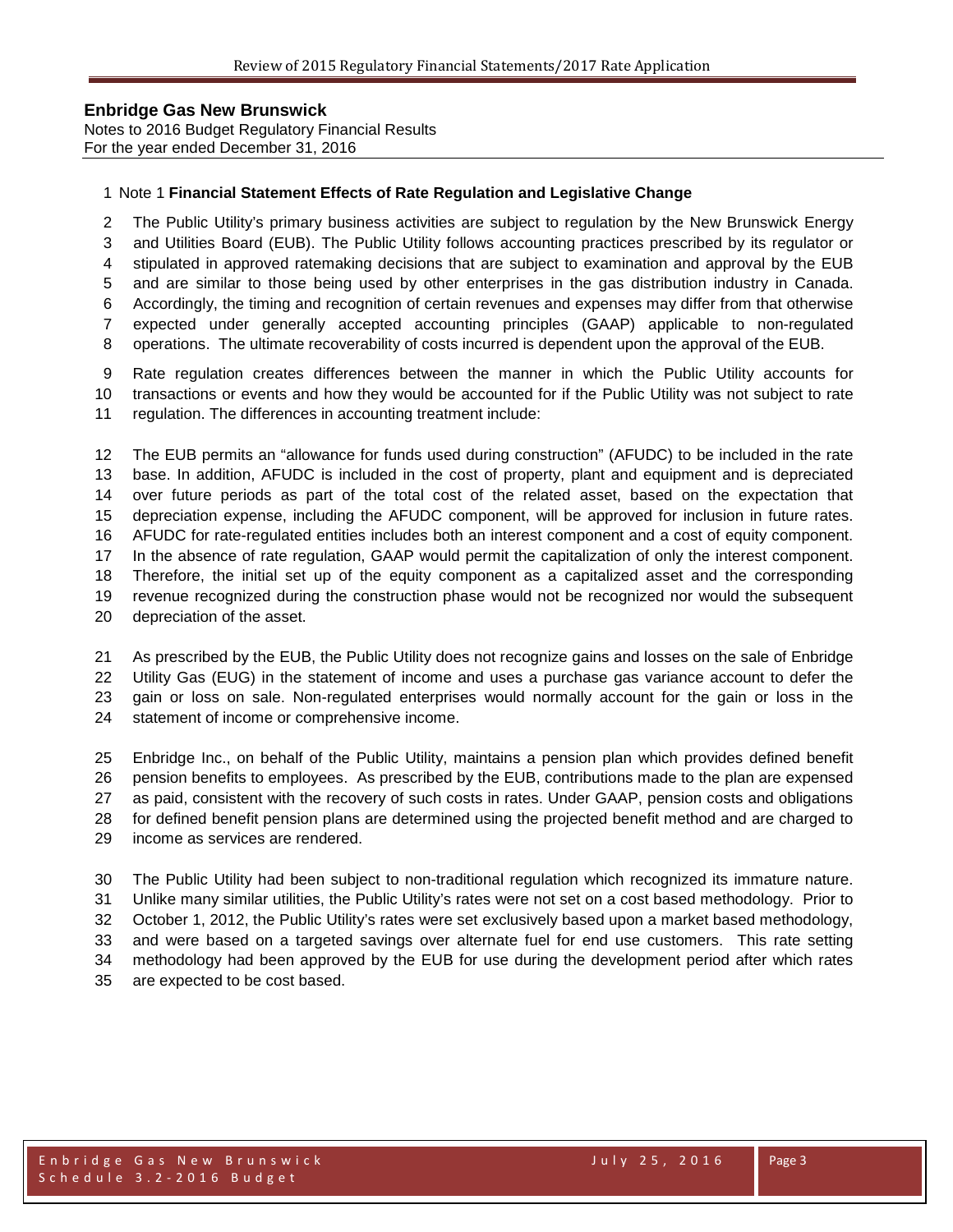**Enbridge Gas New Brunswick**
Notes to 2016 Budget Regulatory Financial Results
For the year ended December 31, 2016

Note 1 **Financial Statement Effects of Rate Regulation and Legislative Change**

The Public Utility's primary business activities are subject to regulation by the New Brunswick Energy and Utilities Board (EUB). The Public Utility follows accounting practices prescribed by its regulator or stipulated in approved ratemaking decisions that are subject to examination and approval by the EUB and are similar to those being used by other enterprises in the gas distribution industry in Canada. Accordingly, the timing and recognition of certain revenues and expenses may differ from that otherwise expected under generally accepted accounting principles (GAAP) applicable to non-regulated operations. The ultimate recoverability of costs incurred is dependent upon the approval of the EUB.

Rate regulation creates differences between the manner in which the Public Utility accounts for transactions or events and how they would be accounted for if the Public Utility was not subject to rate regulation. The differences in accounting treatment include:

The EUB permits an "allowance for funds used during construction" (AFUDC) to be included in the rate base. In addition, AFUDC is included in the cost of property, plant and equipment and is depreciated over future periods as part of the total cost of the related asset, based on the expectation that depreciation expense, including the AFUDC component, will be approved for inclusion in future rates. AFUDC for rate-regulated entities includes both an interest component and a cost of equity component. In the absence of rate regulation, GAAP would permit the capitalization of only the interest component. Therefore, the initial set up of the equity component as a capitalized asset and the corresponding revenue recognized during the construction phase would not be recognized nor would the subsequent depreciation of the asset.

As prescribed by the EUB, the Public Utility does not recognize gains and losses on the sale of Enbridge Utility Gas (EUG) in the statement of income and uses a purchase gas variance account to defer the gain or loss on sale. Non-regulated enterprises would normally account for the gain or loss in the statement of income or comprehensive income.

Enbridge Inc., on behalf of the Public Utility, maintains a pension plan which provides defined benefit pension benefits to employees. As prescribed by the EUB, contributions made to the plan are expensed as paid, consistent with the recovery of such costs in rates. Under GAAP, pension costs and obligations for defined benefit pension plans are determined using the projected benefit method and are charged to income as services are rendered.

The Public Utility had been subject to non-traditional regulation which recognized its immature nature. Unlike many similar utilities, the Public Utility's rates were not set on a cost based methodology. Prior to October 1, 2012, the Public Utility's rates were set exclusively based upon a market based methodology, and were based on a targeted savings over alternate fuel for end use customers. This rate setting methodology had been approved by the EUB for use during the development period after which rates are expected to be cost based.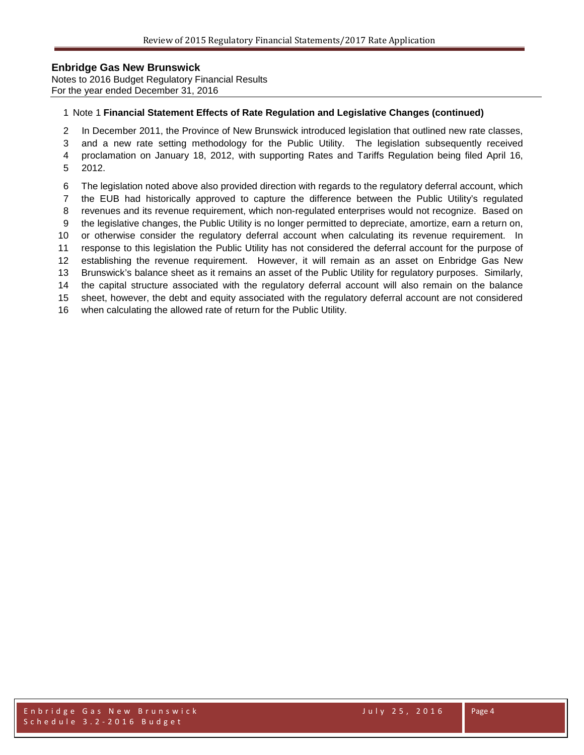**Enbridge Gas New Brunswick**

Notes to 2016 Budget Regulatory Financial Results
For the year ended December 31, 2016

Note 1 **Financial Statement Effects of Rate Regulation and Legislative Changes (continued)**

In December 2011, the Province of New Brunswick introduced legislation that outlined new rate classes, and a new rate setting methodology for the Public Utility. The legislation subsequently received proclamation on January 18, 2012, with supporting Rates and Tariffs Regulation being filed April 16, 2012.

The legislation noted above also provided direction with regards to the regulatory deferral account, which the EUB had historically approved to capture the difference between the Public Utility's regulated revenues and its revenue requirement, which non-regulated enterprises would not recognize. Based on the legislative changes, the Public Utility is no longer permitted to depreciate, amortize, earn a return on, or otherwise consider the regulatory deferral account when calculating its revenue requirement. In response to this legislation the Public Utility has not considered the deferral account for the purpose of establishing the revenue requirement. However, it will remain as an asset on Enbridge Gas New Brunswick's balance sheet as it remains an asset of the Public Utility for regulatory purposes. Similarly, the capital structure associated with the regulatory deferral account will also remain on the balance sheet, however, the debt and equity associated with the regulatory deferral account are not considered when calculating the allowed rate of return for the Public Utility.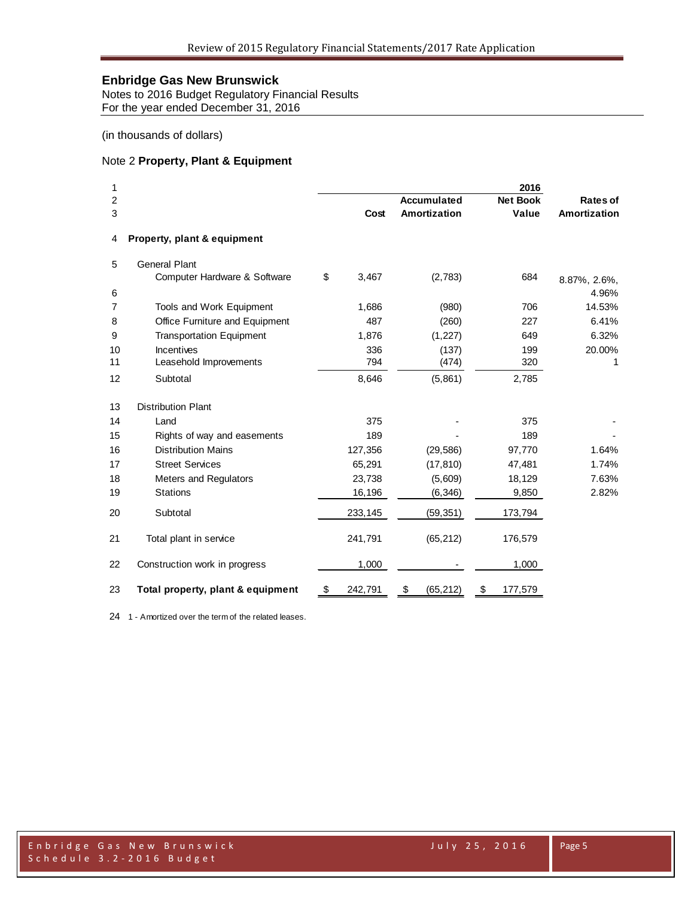## Enbridge Gas New Brunswick

Notes to 2016 Budget Regulatory Financial Results
For the year ended December 31, 2016

(in thousands of dollars)

### Note 2 **Property, Plant & Equipment**

| | | 2016 | | | |
|---|---|---|---|---|---|
| | | Cost | Accumulated Amortization | Net Book Value | Rates of Amortization |
| 4 | **Property, plant & equipment** | | | | |
| 5 | General Plant | | | | |
| 6 | Computer Hardware & Software | $ 3,467 | (2,783) | 684 | 8.87%, 2.6%, 4.96% |
| 7 | Tools and Work Equipment | 1,686 | (980) | 706 | 14.53% |
| 8 | Office Furniture and Equipment | 487 | (260) | 227 | 6.41% |
| 9 | Transportation Equipment | 1,876 | (1,227) | 649 | 6.32% |
| 10 | Incentives | 336 | (137) | 199 | 20.00% |
| 11 | Leasehold Improvements | 794 | (474) | 320 | 1 |
| 12 | Subtotal | 8,646 | (5,861) | 2,785 | |
| 13 | Distribution Plant | | | | |
| 14 | Land | 375 | - | 375 | - |
| 15 | Rights of way and easements | 189 | - | 189 | - |
| 16 | Distribution Mains | 127,356 | (29,586) | 97,770 | 1.64% |
| 17 | Street Services | 65,291 | (17,810) | 47,481 | 1.74% |
| 18 | Meters and Regulators | 23,738 | (5,609) | 18,129 | 7.63% |
| 19 | Stations | 16,196 | (6,346) | 9,850 | 2.82% |
| 20 | Subtotal | 233,145 | (59,351) | 173,794 | |
| 21 | Total plant in service | 241,791 | (65,212) | 176,579 | |
| 22 | Construction work in progress | 1,000 | - | 1,000 | |
| 23 | **Total property, plant & equipment** | $ 242,791 | $ (65,212) | $ 177,579 | |

24 1 - Amortized over the term of the related leases.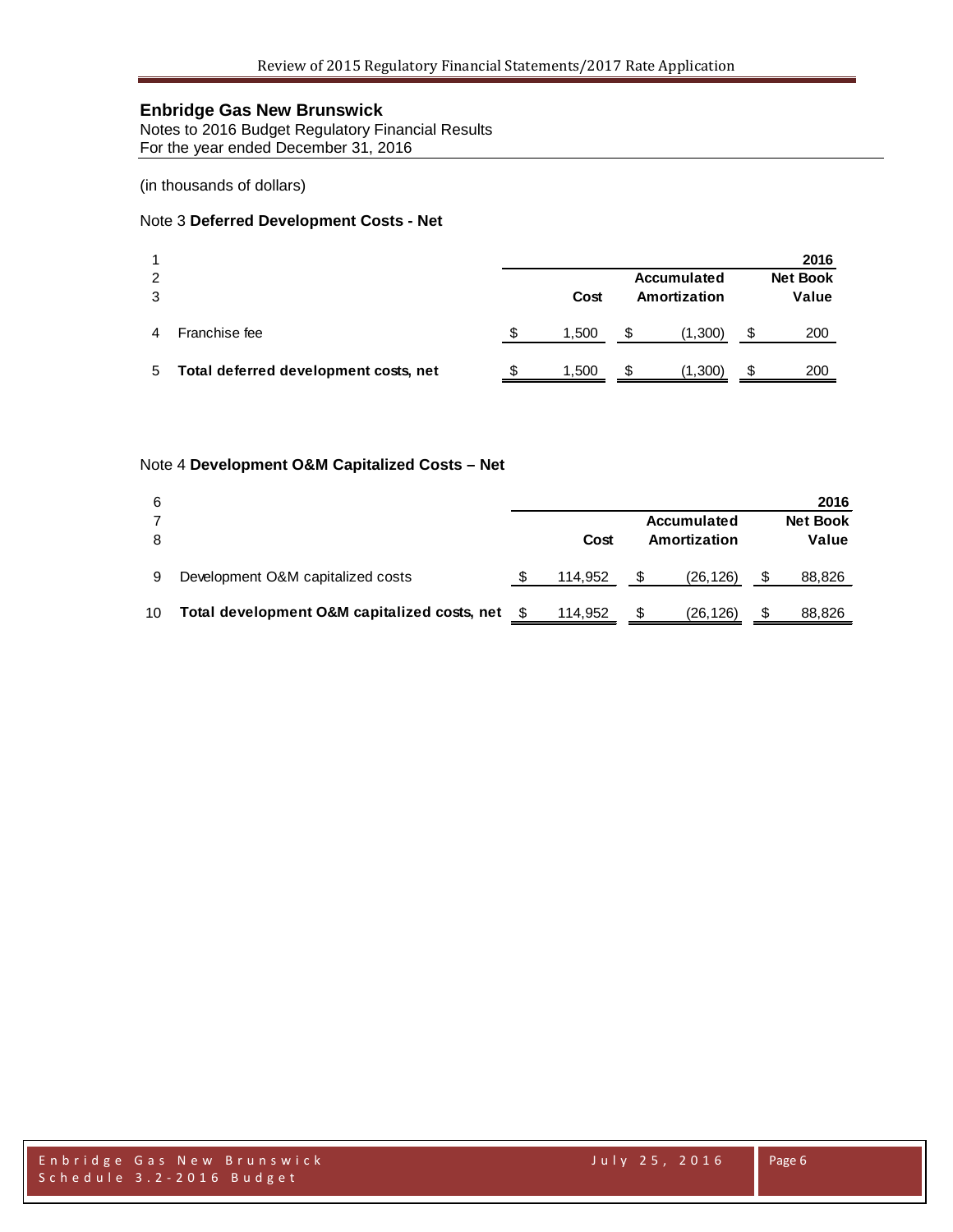**Enbridge Gas New Brunswick**
Notes to 2016 Budget Regulatory Financial Results
For the year ended December 31, 2016

(in thousands of dollars)

Note 3 **Deferred Development Costs - Net**

| | | | 2016 | |
|---|---|---|---|---|
| | | | Accumulated | Net Book |
| | | Cost | Amortization | Value |
| 4 | Franchise fee | $ 1,500 | $ (1,300) | $ 200 |
| 5 | **Total deferred development costs, net** | $ 1,500 | $ (1,300) | $ 200 |

Note 4 **Development O&M Capitalized Costs – Net**

| | | | 2016 | |
|---|---|---|---|---|
| | | | Accumulated | Net Book |
| | | Cost | Amortization | Value |
| 9 | Development O&M capitalized costs | $ 114,952 | $ (26,126) | $ 88,826 |
| 10 | **Total development O&M capitalized costs, net** | $ 114,952 | $ (26,126) | $ 88,826 |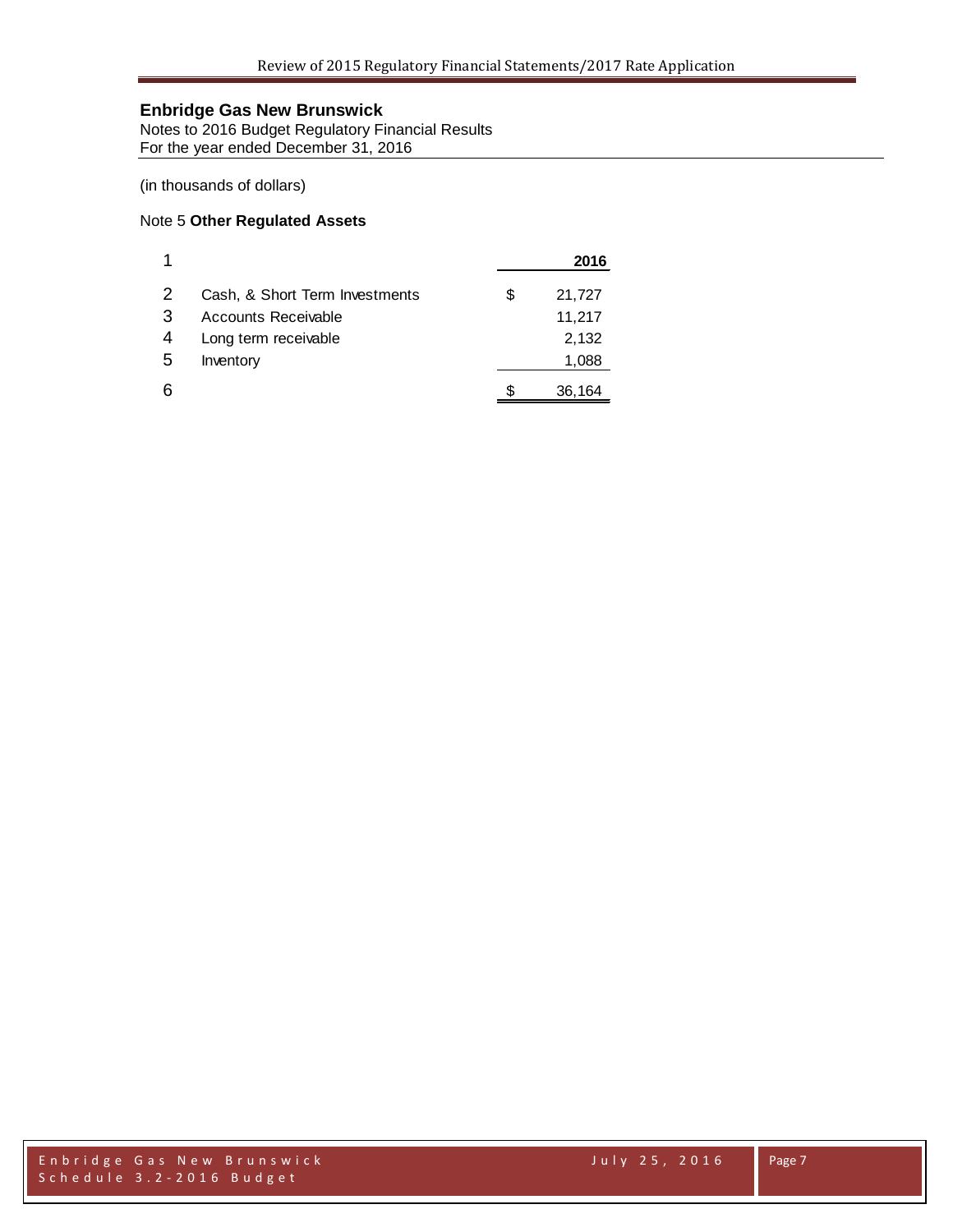## Enbridge Gas New Brunswick

Notes to 2016 Budget Regulatory Financial Results
For the year ended December 31, 2016

(in thousands of dollars)

### Note 5 **Other Regulated Assets**

| | | | 2016 |
|---|---|---|---|
| 1 | | | |
| 2 | Cash, & Short Term Investments | $ | 21,727 |
| 3 | Accounts Receivable | | 11,217 |
| 4 | Long term receivable | | 2,132 |
| 5 | Inventory | | 1,088 |
| 6 | | $ | 36,164 |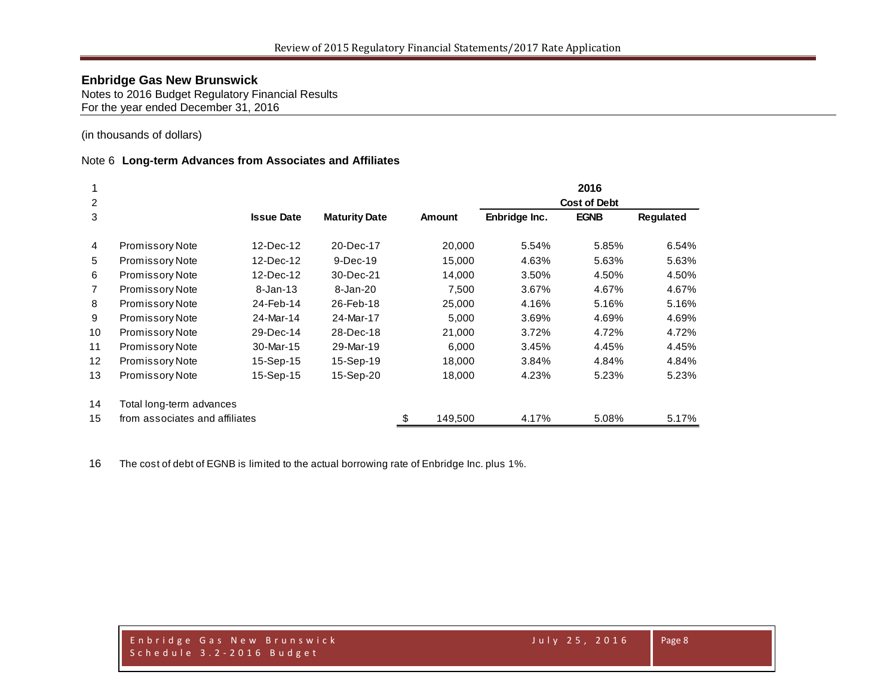## Enbridge Gas New Brunswick

Notes to 2016 Budget Regulatory Financial Results
For the year ended December 31, 2016

(in thousands of dollars)

Note 6 **Long-term Advances from Associates and Affiliates**

| | | | | | 2016 | | |
|---|---|---|---|---|---|---|---|
| | | | | | Cost of Debt | | |
| | | **Issue Date** | **Maturity Date** | **Amount** | **Enbridge Inc.** | **EGNB** | **Regulated** |
| 4 | Promissory Note | 12-Dec-12 | 20-Dec-17 | 20,000 | 5.54% | 5.85% | 6.54% |
| 5 | Promissory Note | 12-Dec-12 | 9-Dec-19 | 15,000 | 4.63% | 5.63% | 5.63% |
| 6 | Promissory Note | 12-Dec-12 | 30-Dec-21 | 14,000 | 3.50% | 4.50% | 4.50% |
| 7 | Promissory Note | 8-Jan-13 | 8-Jan-20 | 7,500 | 3.67% | 4.67% | 4.67% |
| 8 | Promissory Note | 24-Feb-14 | 26-Feb-18 | 25,000 | 4.16% | 5.16% | 5.16% |
| 9 | Promissory Note | 24-Mar-14 | 24-Mar-17 | 5,000 | 3.69% | 4.69% | 4.69% |
| 10 | Promissory Note | 29-Dec-14 | 28-Dec-18 | 21,000 | 3.72% | 4.72% | 4.72% |
| 11 | Promissory Note | 30-Mar-15 | 29-Mar-19 | 6,000 | 3.45% | 4.45% | 4.45% |
| 12 | Promissory Note | 15-Sep-15 | 15-Sep-19 | 18,000 | 3.84% | 4.84% | 4.84% |
| 13 | Promissory Note | 15-Sep-15 | 15-Sep-20 | 18,000 | 4.23% | 5.23% | 5.23% |
| 14 | Total long-term advances | | | | | | |
| 15 | from associates and affiliates | | | $ 149,500 | 4.17% | 5.08% | 5.17% |

16 The cost of debt of EGNB is limited to the actual borrowing rate of Enbridge Inc. plus 1%.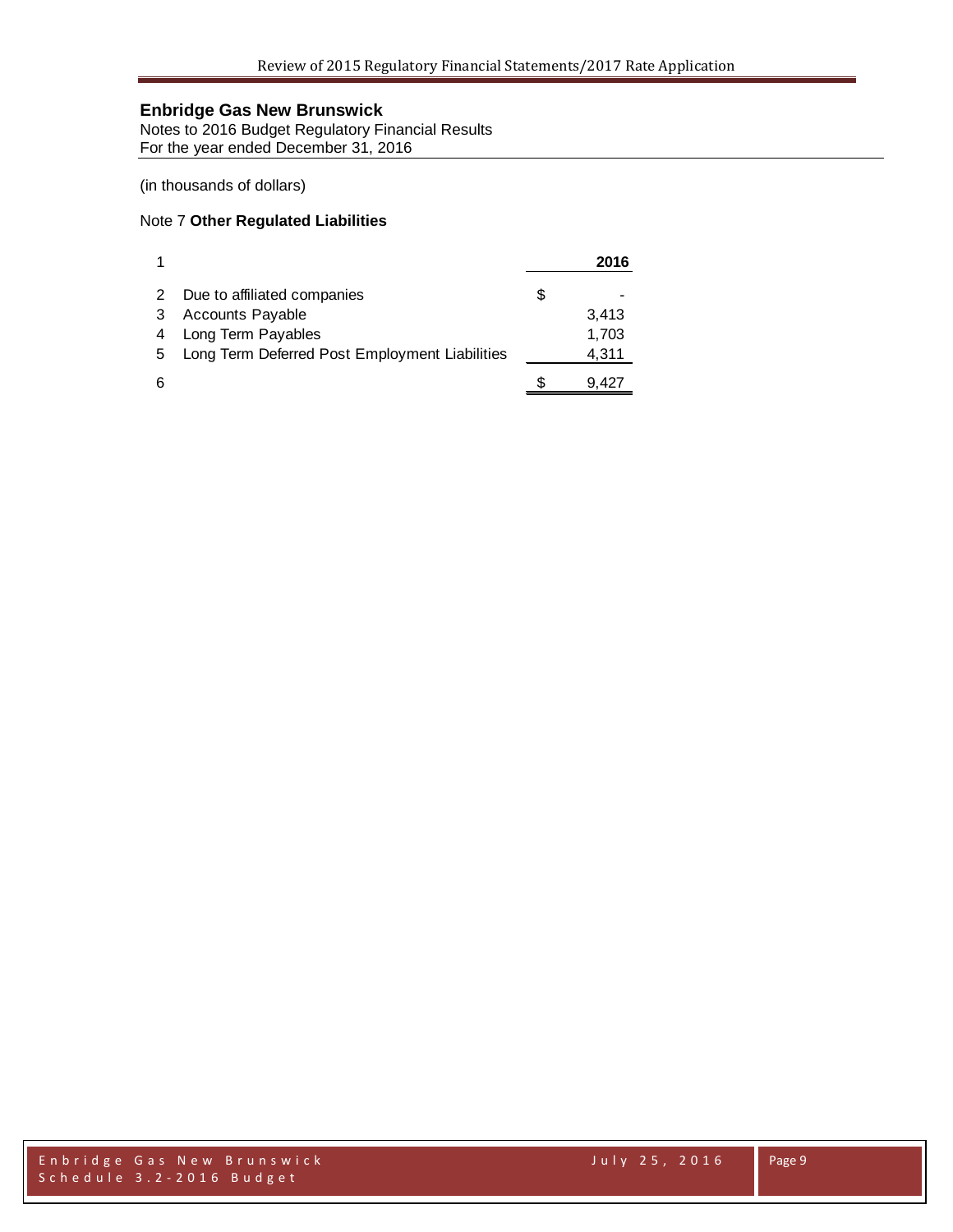**Enbridge Gas New Brunswick**
Notes to 2016 Budget Regulatory Financial Results
For the year ended December 31, 2016

(in thousands of dollars)

Note 7 **Other Regulated Liabilities**

| 1 | | | **2016** |
|---|---|---|---|
| 2 | Due to affiliated companies | $ | - |
| 3 | Accounts Payable | | 3,413 |
| 4 | Long Term Payables | | 1,703 |
| 5 | Long Term Deferred Post Employment Liabilities | | 4,311 |
| 6 | | $ | 9,427 |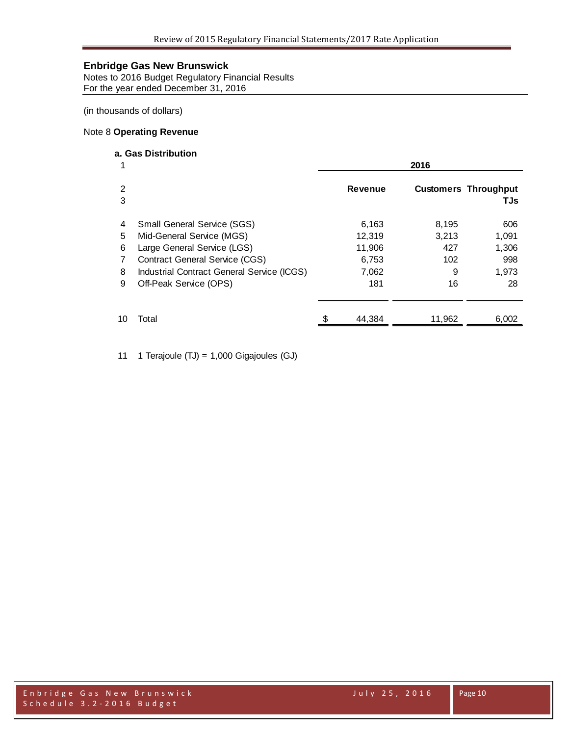## Enbridge Gas New Brunswick

Notes to 2016 Budget Regulatory Financial Results
For the year ended December 31, 2016

(in thousands of dollars)

### Note 8 **Operating Revenue**

**a. Gas Distribution**

| | | 2016 | | |
|---|---|---|---|---|
| | | **Revenue** | **Customers** | **Throughput TJs** |
| 4 | Small General Service (SGS) | 6,163 | 8,195 | 606 |
| 5 | Mid-General Service (MGS) | 12,319 | 3,213 | 1,091 |
| 6 | Large General Service (LGS) | 11,906 | 427 | 1,306 |
| 7 | Contract General Service (CGS) | 6,753 | 102 | 998 |
| 8 | Industrial Contract General Service (ICGS) | 7,062 | 9 | 1,973 |
| 9 | Off-Peak Service (OPS) | 181 | 16 | 28 |
| 10 | Total | $ 44,384 | 11,962 | 6,002 |

11 1 Terajoule (TJ) = 1,000 Gigajoules (GJ)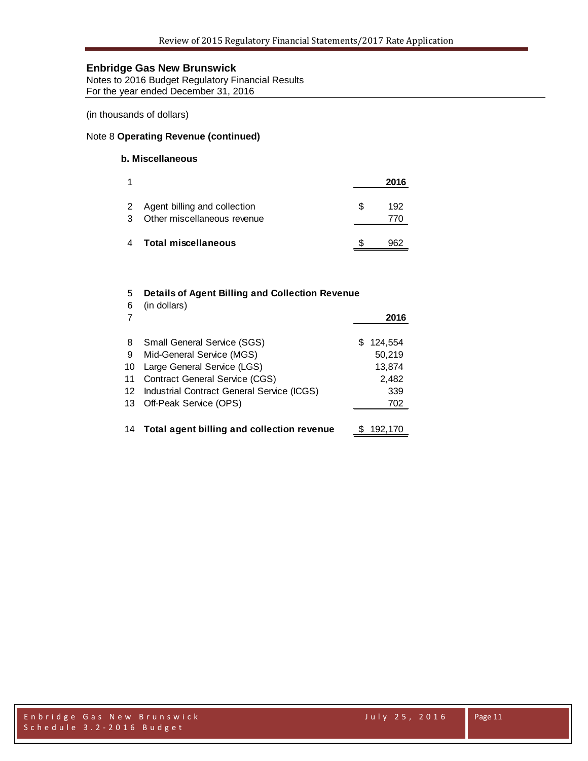## Enbridge Gas New Brunswick

Notes to 2016 Budget Regulatory Financial Results
For the year ended December 31, 2016

(in thousands of dollars)

Note 8 **Operating Revenue (continued)**

### b. Miscellaneous

| | | 2016 |
|---|---|---|
| 1 | | **2016** |
| 2 | Agent billing and collection | $ 192 |
| 3 | Other miscellaneous revenue | 770 |
| 4 | **Total miscellaneous** | $ 962 |

| | | 2016 |
|---|---|---|
| 5 | **Details of Agent Billing and Collection Revenue** | |
| 6 | (in dollars) | |
| 7 | | **2016** |
| 8 | Small General Service (SGS) | $ 124,554 |
| 9 | Mid-General Service (MGS) | 50,219 |
| 10 | Large General Service (LGS) | 13,874 |
| 11 | Contract General Service (CGS) | 2,482 |
| 12 | Industrial Contract General Service (ICGS) | 339 |
| 13 | Off-Peak Service (OPS) | 702 |
| 14 | **Total agent billing and collection revenue** | $ 192,170 |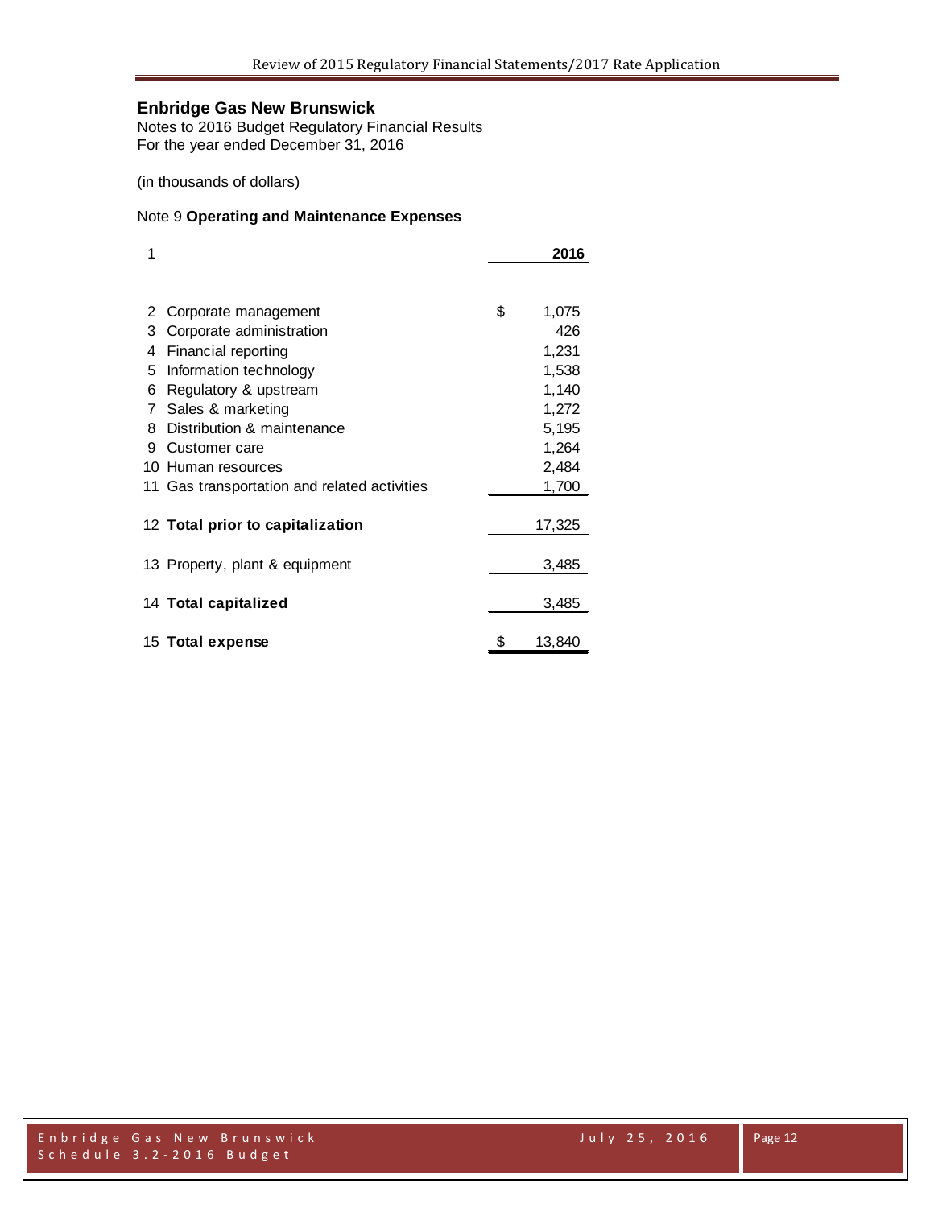## Enbridge Gas New Brunswick

Notes to 2016 Budget Regulatory Financial Results
For the year ended December 31, 2016

(in thousands of dollars)

Note 9 **Operating and Maintenance Expenses**

| 1 | | 2016 |
|---|---|---|
| 2 | Corporate management | $ 1,075 |
| 3 | Corporate administration | 426 |
| 4 | Financial reporting | 1,231 |
| 5 | Information technology | 1,538 |
| 6 | Regulatory & upstream | 1,140 |
| 7 | Sales & marketing | 1,272 |
| 8 | Distribution & maintenance | 5,195 |
| 9 | Customer care | 1,264 |
| 10 | Human resources | 2,484 |
| 11 | Gas transportation and related activities | 1,700 |
| 12 | **Total prior to capitalization** | 17,325 |
| 13 | Property, plant & equipment | 3,485 |
| 14 | **Total capitalized** | 3,485 |
| 15 | **Total expense** | $ 13,840 |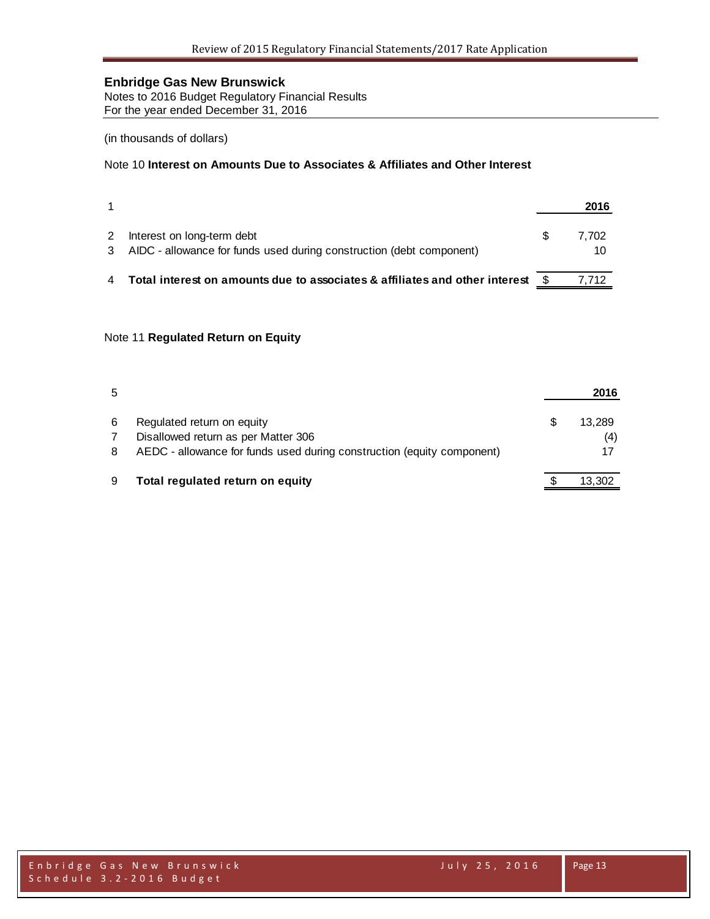## Enbridge Gas New Brunswick

Notes to 2016 Budget Regulatory Financial Results
For the year ended December 31, 2016

(in thousands of dollars)

### Note 10 **Interest on Amounts Due to Associates & Affiliates and Other Interest**

| | | | 2016 |
|---|---|---|---|
| 2 | Interest on long-term debt | $ | 7,702 |
| 3 | AIDC - allowance for funds used during construction (debt component) | | 10 |
| 4 | **Total interest on amounts due to associates & affiliates and other interest** | $ | 7,712 |

### Note 11 **Regulated Return on Equity**

| 5 | | | 2016 |
|---|---|---|---|
| 6 | Regulated return on equity | $ | 13,289 |
| 7 | Disallowed return as per Matter 306 | | (4) |
| 8 | AEDC - allowance for funds used during construction (equity component) | | 17 |
| 9 | **Total regulated return on equity** | $ | 13,302 |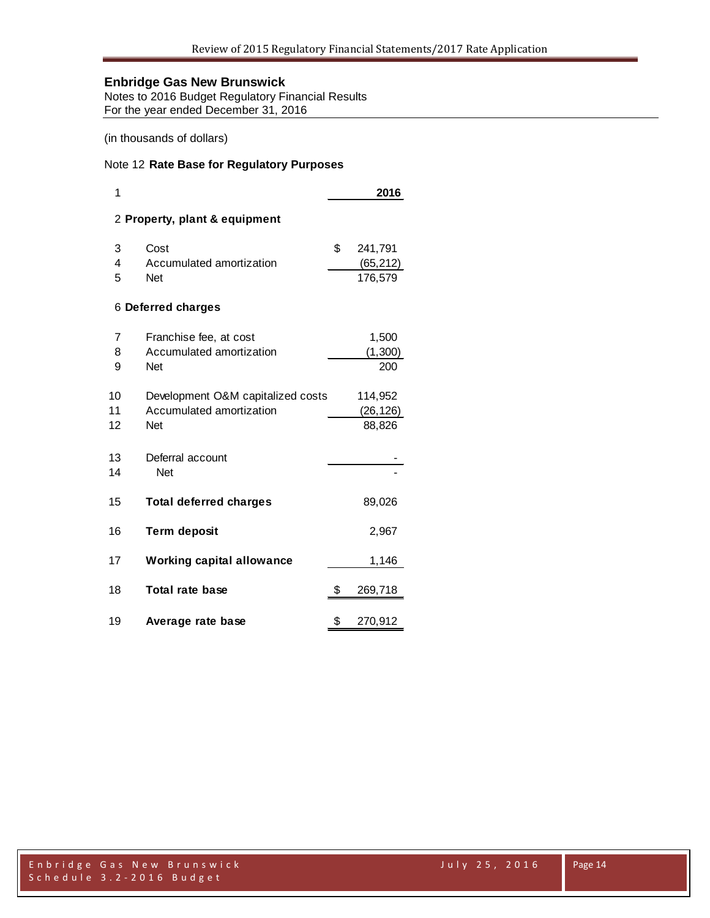## Enbridge Gas New Brunswick

Notes to 2016 Budget Regulatory Financial Results
For the year ended December 31, 2016

(in thousands of dollars)

Note 12 **Rate Base for Regulatory Purposes**

| | | 2016 |
|---|---|---|
| 1 | | **2016** |
| 2 | **Property, plant & equipment** | |
| 3 | Cost | $ 241,791 |
| 4 | Accumulated amortization | (65,212) |
| 5 | Net | 176,579 |
| 6 | **Deferred charges** | |
| 7 | Franchise fee, at cost | 1,500 |
| 8 | Accumulated amortization | (1,300) |
| 9 | Net | 200 |
| 10 | Development O&M capitalized costs | 114,952 |
| 11 | Accumulated amortization | (26,126) |
| 12 | Net | 88,826 |
| 13 | Deferral account | - |
| 14 | Net | - |
| 15 | **Total deferred charges** | 89,026 |
| 16 | **Term deposit** | 2,967 |
| 17 | **Working capital allowance** | 1,146 |
| 18 | **Total rate base** | $ 269,718 |
| 19 | **Average rate base** | $ 270,912 |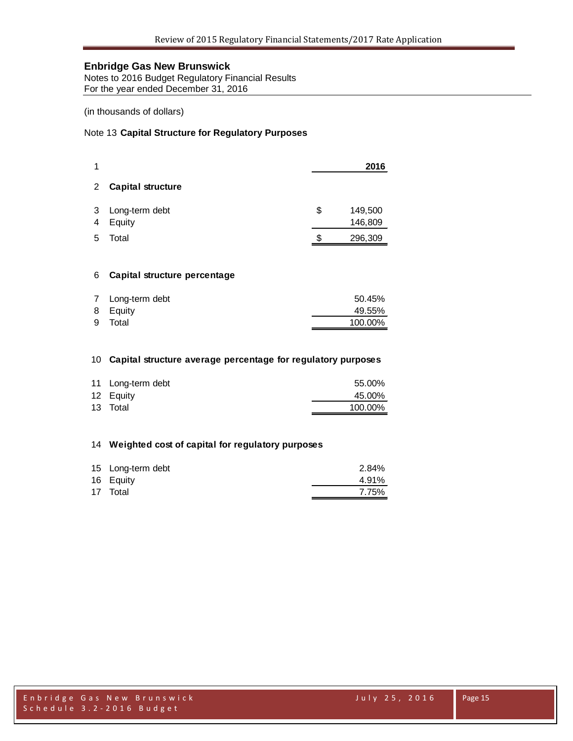**Enbridge Gas New Brunswick**
Notes to 2016 Budget Regulatory Financial Results
For the year ended December 31, 2016

(in thousands of dollars)

Note 13 **Capital Structure for Regulatory Purposes**

| | | | 2016 |
|---|---|---|---|
| 1 | | | **2016** |
| 2 | **Capital structure** | | |
| 3 | Long-term debt | $ | 149,500 |
| 4 | Equity | | 146,809 |
| 5 | Total | $ | 296,309 |
| 6 | **Capital structure percentage** | | |
| 7 | Long-term debt | | 50.45% |
| 8 | Equity | | 49.55% |
| 9 | Total | | 100.00% |
| 10 | **Capital structure average percentage for regulatory purposes** | | |
| 11 | Long-term debt | | 55.00% |
| 12 | Equity | | 45.00% |
| 13 | Total | | 100.00% |
| 14 | **Weighted cost of capital for regulatory purposes** | | |
| 15 | Long-term debt | | 2.84% |
| 16 | Equity | | 4.91% |
| 17 | Total | | 7.75% |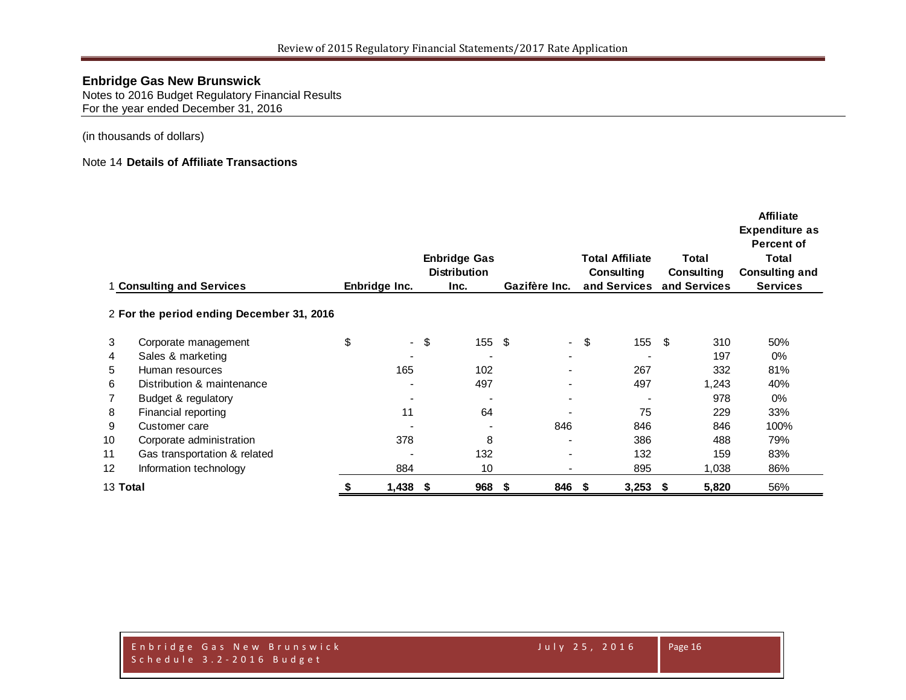**Enbridge Gas New Brunswick**
Notes to 2016 Budget Regulatory Financial Results
For the year ended December 31, 2016

(in thousands of dollars)

Note 14 **Details of Affiliate Transactions**

| | Consulting and Services | Enbridge Inc. | Enbridge Gas Distribution Inc. | Gazifère Inc. | Total Affiliate Consulting and Services | Total Consulting and Services | Affiliate Expenditure as Percent of Total Consulting and Services |
|---|---|---|---|---|---|---|---|
| 1 | **Consulting and Services** | | | | | | |
| 2 | **For the period ending December 31, 2016** | | | | | | |
| 3 | Corporate management | $ - | $ 155 | $ - | $ 155 | $ 310 | 50% |
| 4 | Sales & marketing | - | - | - | - | 197 | 0% |
| 5 | Human resources | 165 | 102 | - | 267 | 332 | 81% |
| 6 | Distribution & maintenance | - | 497 | - | 497 | 1,243 | 40% |
| 7 | Budget & regulatory | - | - | - | - | 978 | 0% |
| 8 | Financial reporting | 11 | 64 | - | 75 | 229 | 33% |
| 9 | Customer care | - | - | 846 | 846 | 846 | 100% |
| 10 | Corporate administration | 378 | 8 | - | 386 | 488 | 79% |
| 11 | Gas transportation & related | - | 132 | - | 132 | 159 | 83% |
| 12 | Information technology | 884 | 10 | - | 895 | 1,038 | 86% |
| 13 | **Total** | **$ 1,438** | **$ 968** | **$ 846** | **$ 3,253** | **$ 5,820** | 56% |